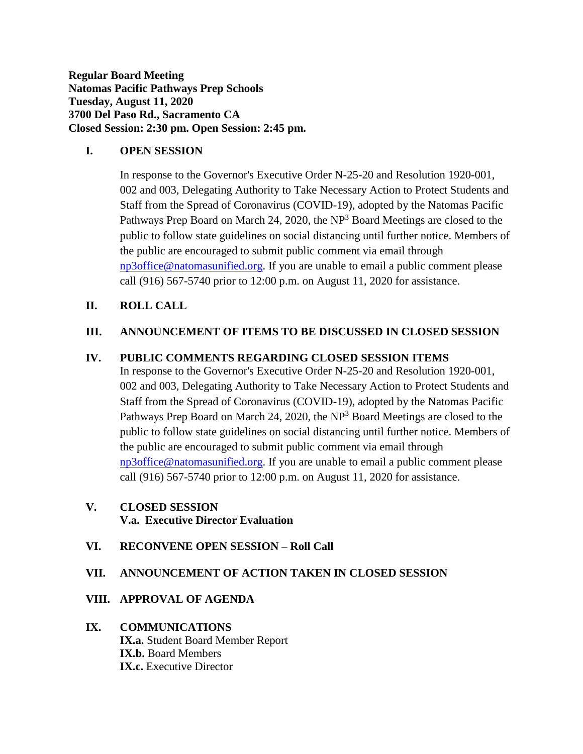**Regular Board Meeting**
**Natomas Pacific Pathways Prep Schools**
**Tuesday, August 11, 2020**
**3700 Del Paso Rd., Sacramento CA**
**Closed Session: 2:30 pm. Open Session: 2:45 pm.**

## I. OPEN SESSION

In response to the Governor's Executive Order N-25-20 and Resolution 1920-001, 002 and 003, Delegating Authority to Take Necessary Action to Protect Students and Staff from the Spread of Coronavirus (COVID-19), adopted by the Natomas Pacific Pathways Prep Board on March 24, 2020, the NP[3] Board Meetings are closed to the public to follow state guidelines on social distancing until further notice. Members of the public are encouraged to submit public comment via email through np3office@natomasunified.org. If you are unable to email a public comment please call (916) 567-5740 prior to 12:00 p.m. on August 11, 2020 for assistance.

## II. ROLL CALL

## III. ANNOUNCEMENT OF ITEMS TO BE DISCUSSED IN CLOSED SESSION

## IV. PUBLIC COMMENTS REGARDING CLOSED SESSION ITEMS

In response to the Governor's Executive Order N-25-20 and Resolution 1920-001, 002 and 003, Delegating Authority to Take Necessary Action to Protect Students and Staff from the Spread of Coronavirus (COVID-19), adopted by the Natomas Pacific Pathways Prep Board on March 24, 2020, the NP[3] Board Meetings are closed to the public to follow state guidelines on social distancing until further notice. Members of the public are encouraged to submit public comment via email through np3office@natomasunified.org. If you are unable to email a public comment please call (916) 567-5740 prior to 12:00 p.m. on August 11, 2020 for assistance.

## V. CLOSED SESSION

**V.a. Executive Director Evaluation**

## VI. RECONVENE OPEN SESSION – Roll Call

## VII. ANNOUNCEMENT OF ACTION TAKEN IN CLOSED SESSION

## VIII. APPROVAL OF AGENDA

## IX. COMMUNICATIONS

**IX.a.** Student Board Member Report
**IX.b.** Board Members
**IX.c.** Executive Director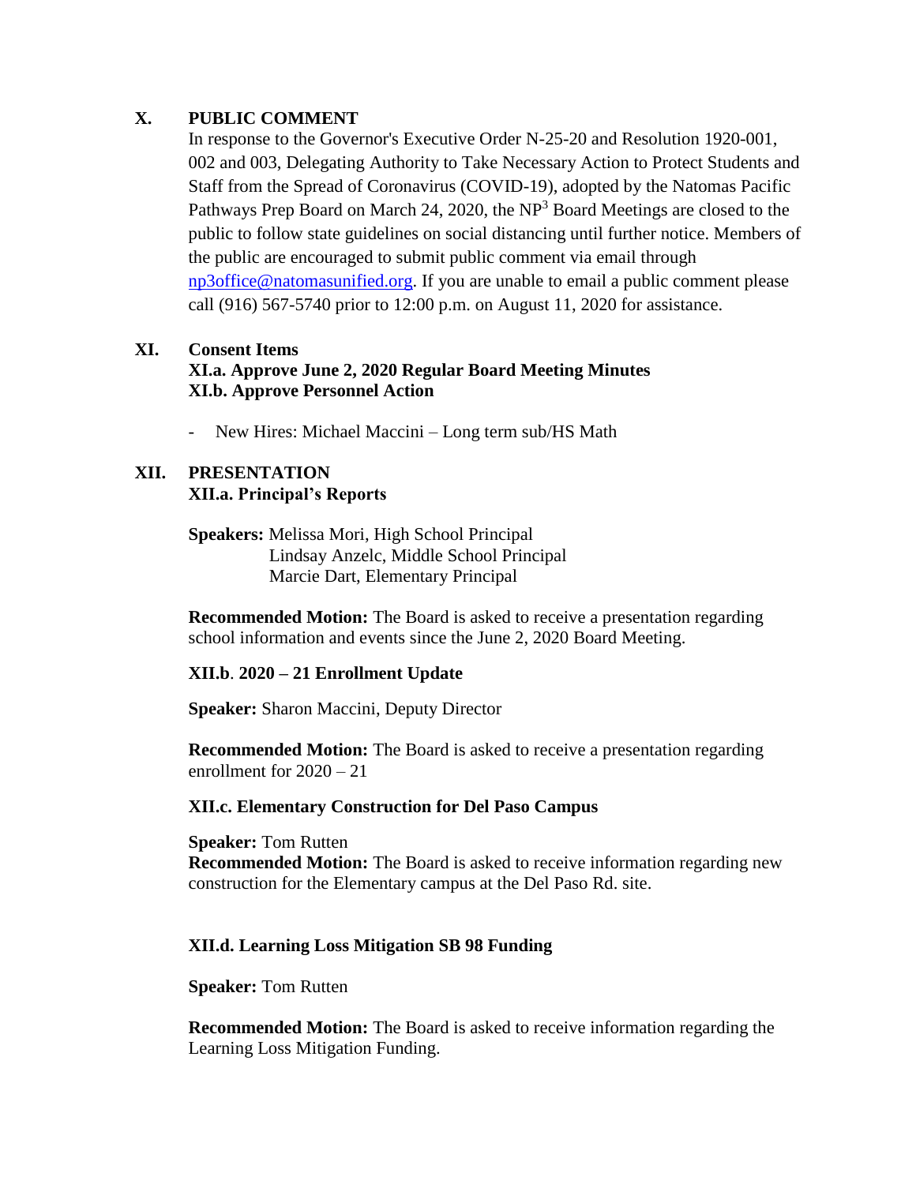## X. PUBLIC COMMENT

In response to the Governor's Executive Order N-25-20 and Resolution 1920-001, 002 and 003, Delegating Authority to Take Necessary Action to Protect Students and Staff from the Spread of Coronavirus (COVID-19), adopted by the Natomas Pacific Pathways Prep Board on March 24, 2020, the NP$^3$ Board Meetings are closed to the public to follow state guidelines on social distancing until further notice. Members of the public are encouraged to submit public comment via email through np3office@natomasunified.org. If you are unable to email a public comment please call (916) 567-5740 prior to 12:00 p.m. on August 11, 2020 for assistance.

## XI. Consent Items

### XI.a. Approve June 2, 2020 Regular Board Meeting Minutes

### XI.b. Approve Personnel Action

- New Hires: Michael Maccini – Long term sub/HS Math

## XII. PRESENTATION

### XII.a. Principal's Reports

**Speakers:** Melissa Mori, High School Principal
Lindsay Anzelc, Middle School Principal
Marcie Dart, Elementary Principal

**Recommended Motion:** The Board is asked to receive a presentation regarding school information and events since the June 2, 2020 Board Meeting.

### XII.b. 2020 – 21 Enrollment Update

**Speaker:** Sharon Maccini, Deputy Director

**Recommended Motion:** The Board is asked to receive a presentation regarding enrollment for 2020 – 21

### XII.c. Elementary Construction for Del Paso Campus

**Speaker:** Tom Rutten
**Recommended Motion:** The Board is asked to receive information regarding new construction for the Elementary campus at the Del Paso Rd. site.

### XII.d. Learning Loss Mitigation SB 98 Funding

**Speaker:** Tom Rutten

**Recommended Motion:** The Board is asked to receive information regarding the Learning Loss Mitigation Funding.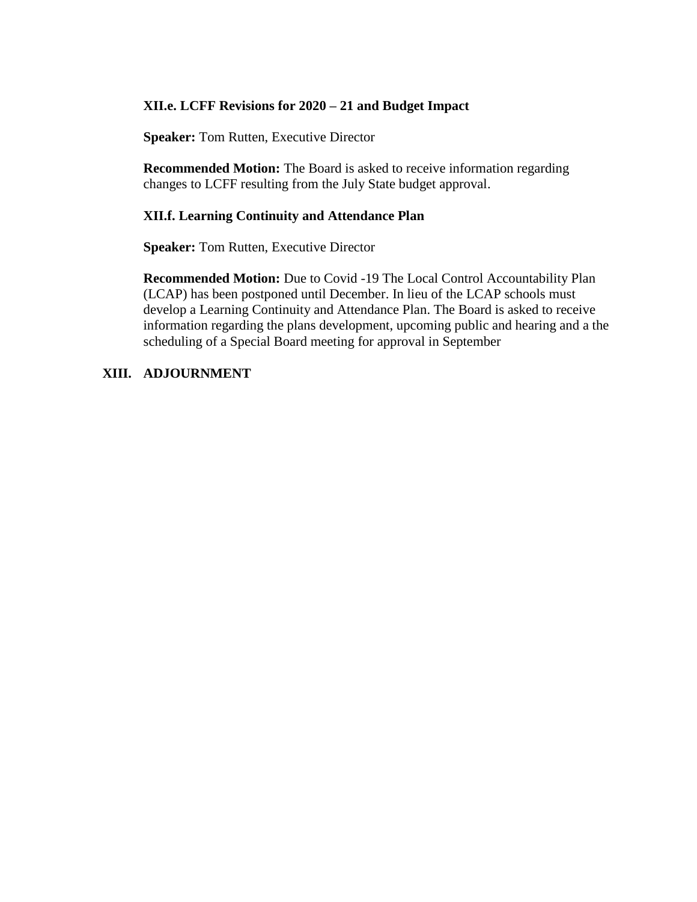### XII.e. LCFF Revisions for 2020 – 21 and Budget Impact

**Speaker:** Tom Rutten, Executive Director

**Recommended Motion:** The Board is asked to receive information regarding changes to LCFF resulting from the July State budget approval.

### XII.f. Learning Continuity and Attendance Plan

**Speaker:** Tom Rutten, Executive Director

**Recommended Motion:** Due to Covid -19 The Local Control Accountability Plan (LCAP) has been postponed until December. In lieu of the LCAP schools must develop a Learning Continuity and Attendance Plan. The Board is asked to receive information regarding the plans development, upcoming public and hearing and a the scheduling of a Special Board meeting for approval in September

## XIII. ADJOURNMENT